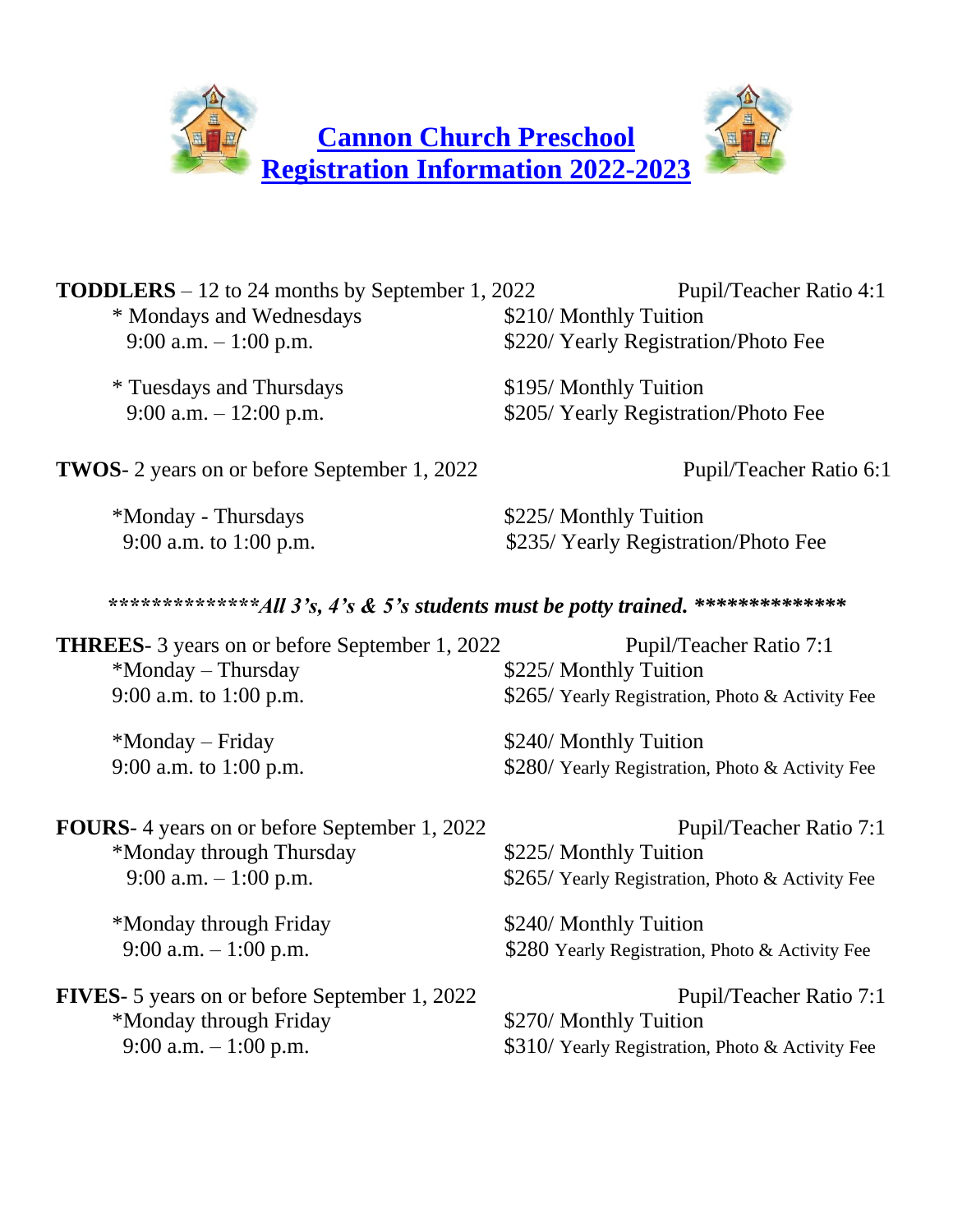# Cannon Church Preschool
# Registration Information 2022-2023

**TODDLERS** – 12 to 24 months by September 1, 2022 — Pupil/Teacher Ratio 4:1

* Mondays and Wednesdays — $210/ Monthly Tuition
  9:00 a.m. – 1:00 p.m. — $220/ Yearly Registration/Photo Fee

* Tuesdays and Thursdays — $195/ Monthly Tuition
  9:00 a.m. – 12:00 p.m. — $205/ Yearly Registration/Photo Fee

**TWOS**- 2 years on or before September 1, 2022 — Pupil/Teacher Ratio 6:1

*Monday - Thursdays — $225/ Monthly Tuition
9:00 a.m. to 1:00 p.m. — $235/ Yearly Registration/Photo Fee

***************All 3's, 4's & 5's students must be potty trained.***************

**THREES**- 3 years on or before September 1, 2022 — Pupil/Teacher Ratio 7:1

*Monday – Thursday — $225/ Monthly Tuition
9:00 a.m. to 1:00 p.m. — $265/ Yearly Registration, Photo & Activity Fee

*Monday – Friday — $240/ Monthly Tuition
9:00 a.m. to 1:00 p.m. — $280/ Yearly Registration, Photo & Activity Fee

**FOURS**- 4 years on or before September 1, 2022 — Pupil/Teacher Ratio 7:1

*Monday through Thursday — $225/ Monthly Tuition
9:00 a.m. – 1:00 p.m. — $265/ Yearly Registration, Photo & Activity Fee

*Monday through Friday — $240/ Monthly Tuition
9:00 a.m. – 1:00 p.m. — $280 Yearly Registration, Photo & Activity Fee

**FIVES**- 5 years on or before September 1, 2022 — Pupil/Teacher Ratio 7:1

*Monday through Friday — $270/ Monthly Tuition
9:00 a.m. – 1:00 p.m. — $310/ Yearly Registration, Photo & Activity Fee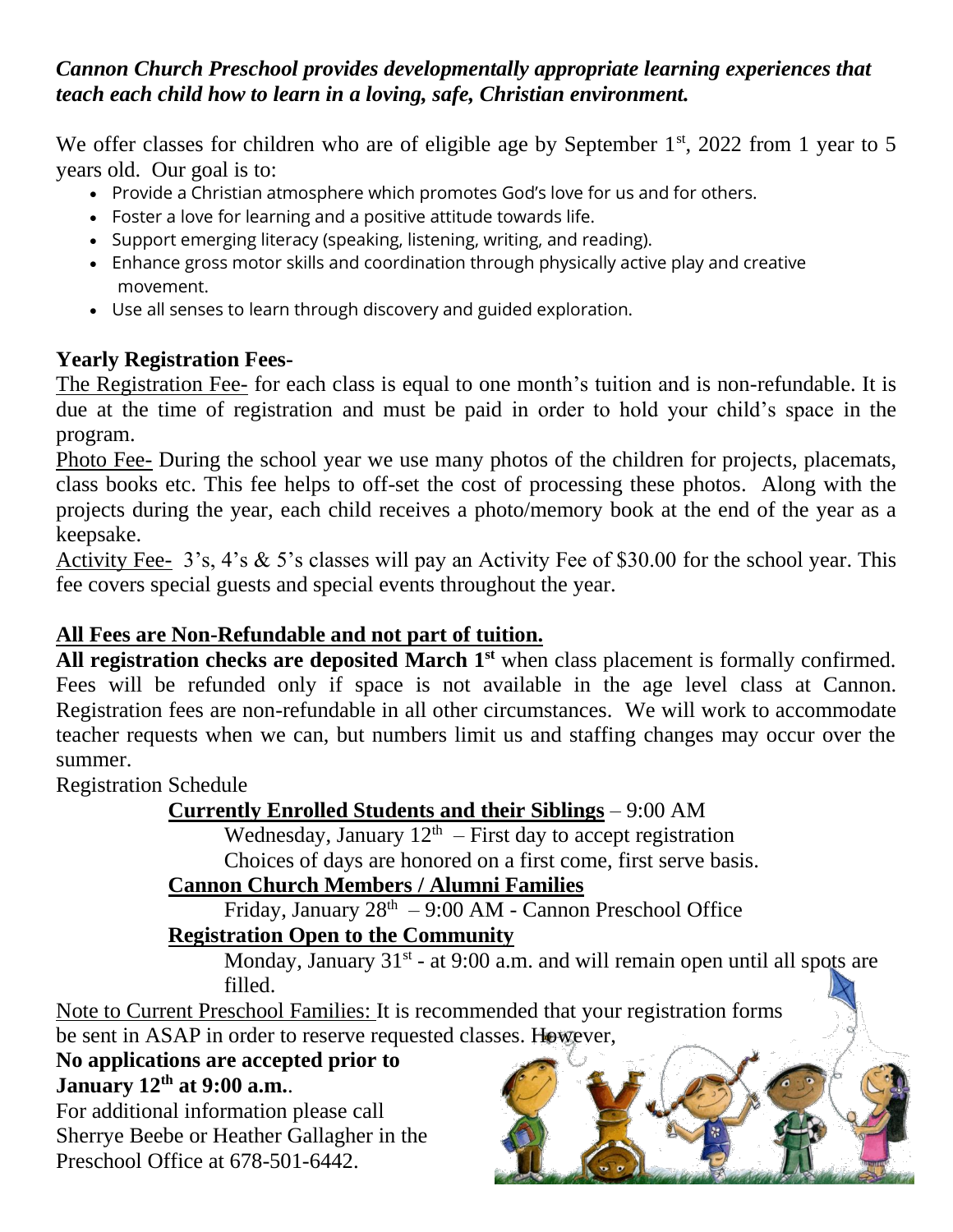***Cannon Church Preschool provides developmentally appropriate learning experiences that teach each child how to learn in a loving, safe, Christian environment.***

We offer classes for children who are of eligible age by September 1st, 2022 from 1 year to 5 years old. Our goal is to:

- Provide a Christian atmosphere which promotes God's love for us and for others.
- Foster a love for learning and a positive attitude towards life.
- Support emerging literacy (speaking, listening, writing, and reading).
- Enhance gross motor skills and coordination through physically active play and creative movement.
- Use all senses to learn through discovery and guided exploration.

**Yearly Registration Fees-**

The Registration Fee- for each class is equal to one month's tuition and is non-refundable. It is due at the time of registration and must be paid in order to hold your child's space in the program.

Photo Fee- During the school year we use many photos of the children for projects, placemats, class books etc. This fee helps to off-set the cost of processing these photos. Along with the projects during the year, each child receives a photo/memory book at the end of the year as a keepsake.

Activity Fee- 3's, 4's & 5's classes will pay an Activity Fee of $30.00 for the school year. This fee covers special guests and special events throughout the year.

**All Fees are Non-Refundable and not part of tuition.**

**All registration checks are deposited March 1st** when class placement is formally confirmed. Fees will be refunded only if space is not available in the age level class at Cannon. Registration fees are non-refundable in all other circumstances. We will work to accommodate teacher requests when we can, but numbers limit us and staffing changes may occur over the summer.

Registration Schedule

**Currently Enrolled Students and their Siblings** – 9:00 AM

Wednesday, January 12th – First day to accept registration

Choices of days are honored on a first come, first serve basis.

**Cannon Church Members / Alumni Families**

Friday, January 28th – 9:00 AM - Cannon Preschool Office

**Registration Open to the Community**

Monday, January 31st - at 9:00 a.m. and will remain open until all spots are filled.

Note to Current Preschool Families: It is recommended that your registration forms be sent in ASAP in order to reserve requested classes. However,

**No applications are accepted prior to January 12th at 9:00 a.m.**.

For additional information please call Sherrye Beebe or Heather Gallagher in the Preschool Office at 678-501-6442.